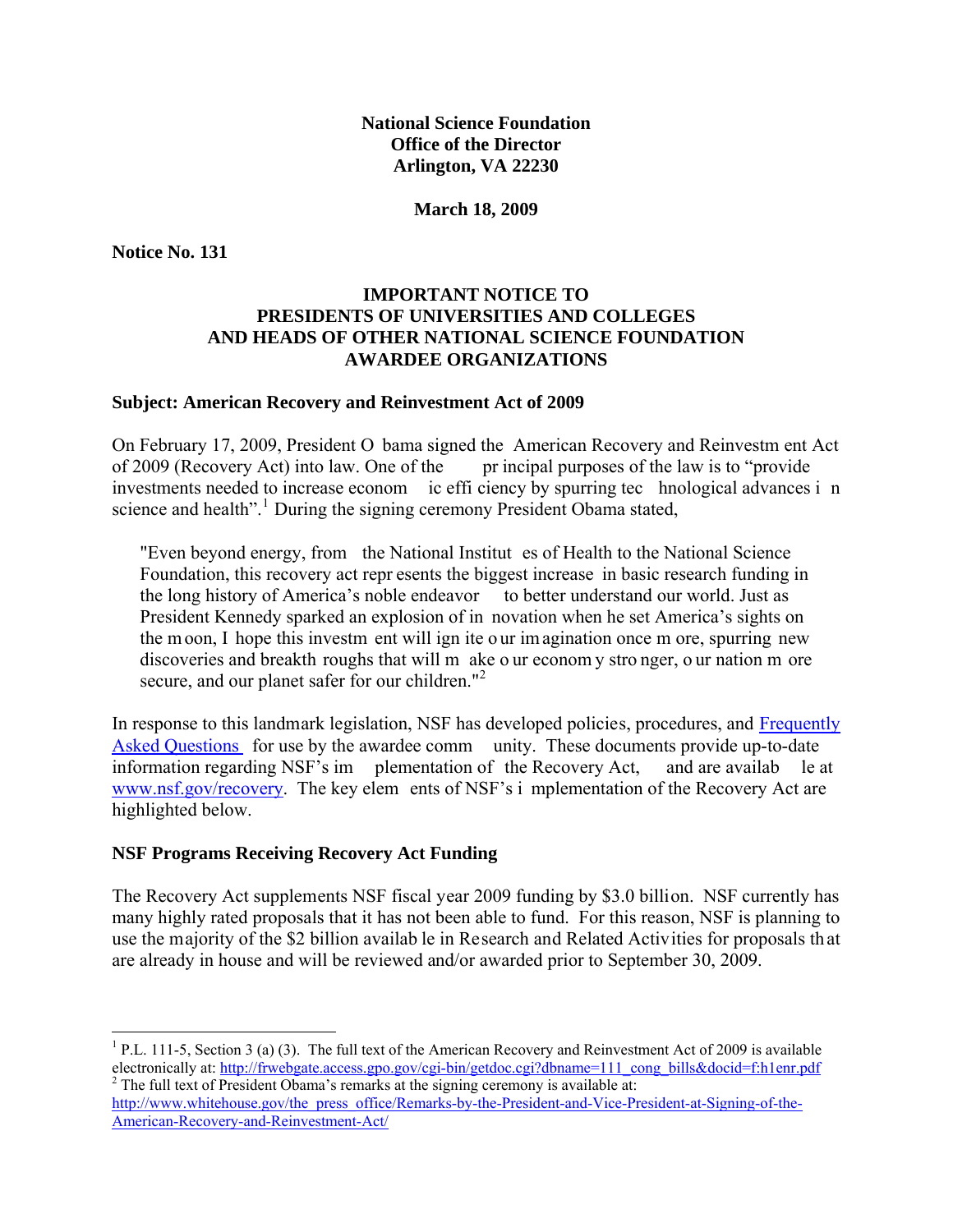**National Science Foundation**
**Office of the Director**
**Arlington, VA 22230**

**March 18, 2009**

**Notice No. 131**

# IMPORTANT NOTICE TO PRESIDENTS OF UNIVERSITIES AND COLLEGES AND HEADS OF OTHER NATIONAL SCIENCE FOUNDATION AWARDEE ORGANIZATIONS

**Subject: American Recovery and Reinvestment Act of 2009**

On February 17, 2009, President Obama signed the American Recovery and Reinvestment Act of 2009 (Recovery Act) into law. One of the principal purposes of the law is to "provide investments needed to increase economic efficiency by spurring technological advances in science and health".[1] During the signing ceremony President Obama stated,

> "Even beyond energy, from the National Institutes of Health to the National Science Foundation, this recovery act represents the biggest increase in basic research funding in the long history of America's noble endeavor to better understand our world. Just as President Kennedy sparked an explosion of innovation when he set America's sights on the moon, I hope this investment will ignite our imagination once more, spurring new discoveries and breakthroughs that will make our economy stronger, our nation more secure, and our planet safer for our children."[2]

In response to this landmark legislation, NSF has developed policies, procedures, and Frequently Asked Questions for use by the awardee community. These documents provide up-to-date information regarding NSF's implementation of the Recovery Act, and are available at www.nsf.gov/recovery. The key elements of NSF's implementation of the Recovery Act are highlighted below.

## NSF Programs Receiving Recovery Act Funding

The Recovery Act supplements NSF fiscal year 2009 funding by $3.0 billion. NSF currently has many highly rated proposals that it has not been able to fund. For this reason, NSF is planning to use the majority of the $2 billion available in Research and Related Activities for proposals that are already in house and will be reviewed and/or awarded prior to September 30, 2009.

---

[1] P.L. 111-5, Section 3 (a) (3). The full text of the American Recovery and Reinvestment Act of 2009 is available electronically at: http://frwebgate.access.gpo.gov/cgi-bin/getdoc.cgi?dbname=111_cong_bills&docid=f:h1enr.pdf

[2] The full text of President Obama's remarks at the signing ceremony is available at: http://www.whitehouse.gov/the_press_office/Remarks-by-the-President-and-Vice-President-at-Signing-of-the-American-Recovery-and-Reinvestment-Act/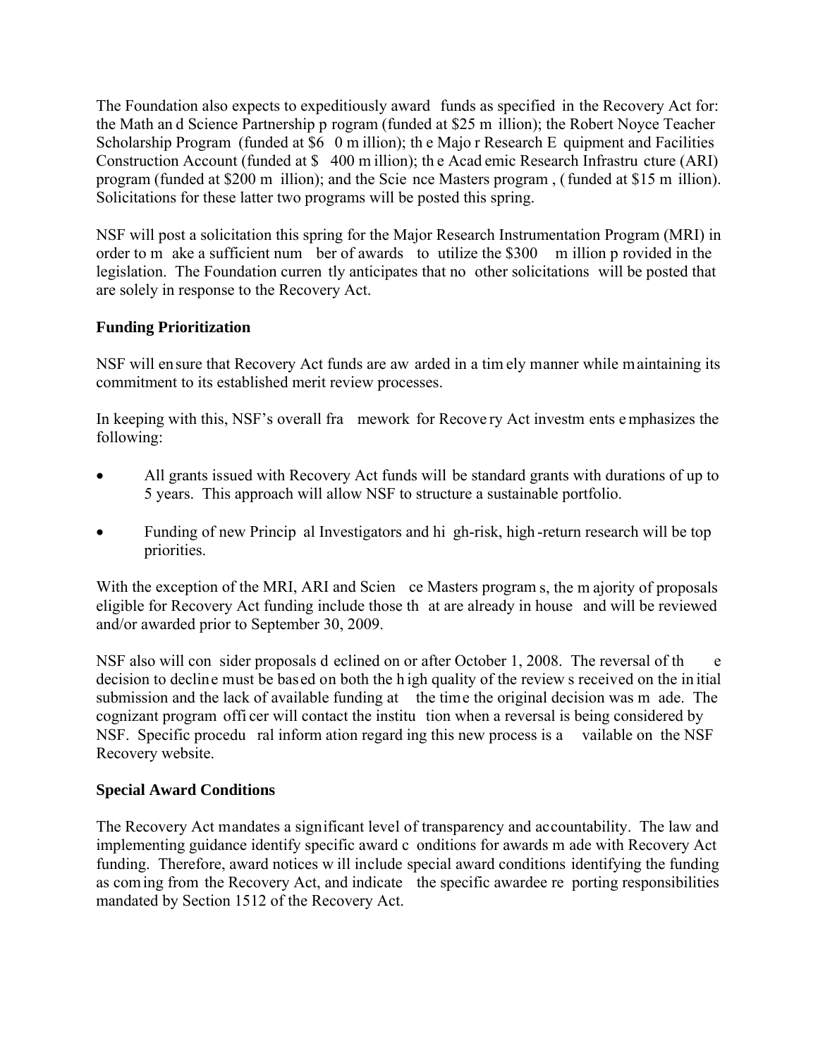The Foundation also expects to expeditiously award funds as specified in the Recovery Act for: the Math and Science Partnership program (funded at $25 million); the Robert Noyce Teacher Scholarship Program (funded at $60 million); the Major Research Equipment and Facilities Construction Account (funded at $400 million); the Academic Research Infrastructure (ARI) program (funded at $200 million); and the Science Masters program, (funded at $15 million). Solicitations for these latter two programs will be posted this spring.

NSF will post a solicitation this spring for the Major Research Instrumentation Program (MRI) in order to make a sufficient number of awards to utilize the $300 million provided in the legislation. The Foundation currently anticipates that no other solicitations will be posted that are solely in response to the Recovery Act.

**Funding Prioritization**

NSF will ensure that Recovery Act funds are awarded in a timely manner while maintaining its commitment to its established merit review processes.

In keeping with this, NSF's overall framework for Recovery Act investments emphasizes the following:

- All grants issued with Recovery Act funds will be standard grants with durations of up to 5 years. This approach will allow NSF to structure a sustainable portfolio.
- Funding of new Principal Investigators and high-risk, high-return research will be top priorities.

With the exception of the MRI, ARI and Science Masters programs, the majority of proposals eligible for Recovery Act funding include those that are already in house and will be reviewed and/or awarded prior to September 30, 2009.

NSF also will consider proposals declined on or after October 1, 2008. The reversal of the decision to decline must be based on both the high quality of the reviews received on the initial submission and the lack of available funding at the time the original decision was made. The cognizant program officer will contact the institution when a reversal is being considered by NSF. Specific procedural information regarding this new process is available on the NSF Recovery website.

**Special Award Conditions**

The Recovery Act mandates a significant level of transparency and accountability. The law and implementing guidance identify specific award conditions for awards made with Recovery Act funding. Therefore, award notices will include special award conditions identifying the funding as coming from the Recovery Act, and indicate the specific awardee reporting responsibilities mandated by Section 1512 of the Recovery Act.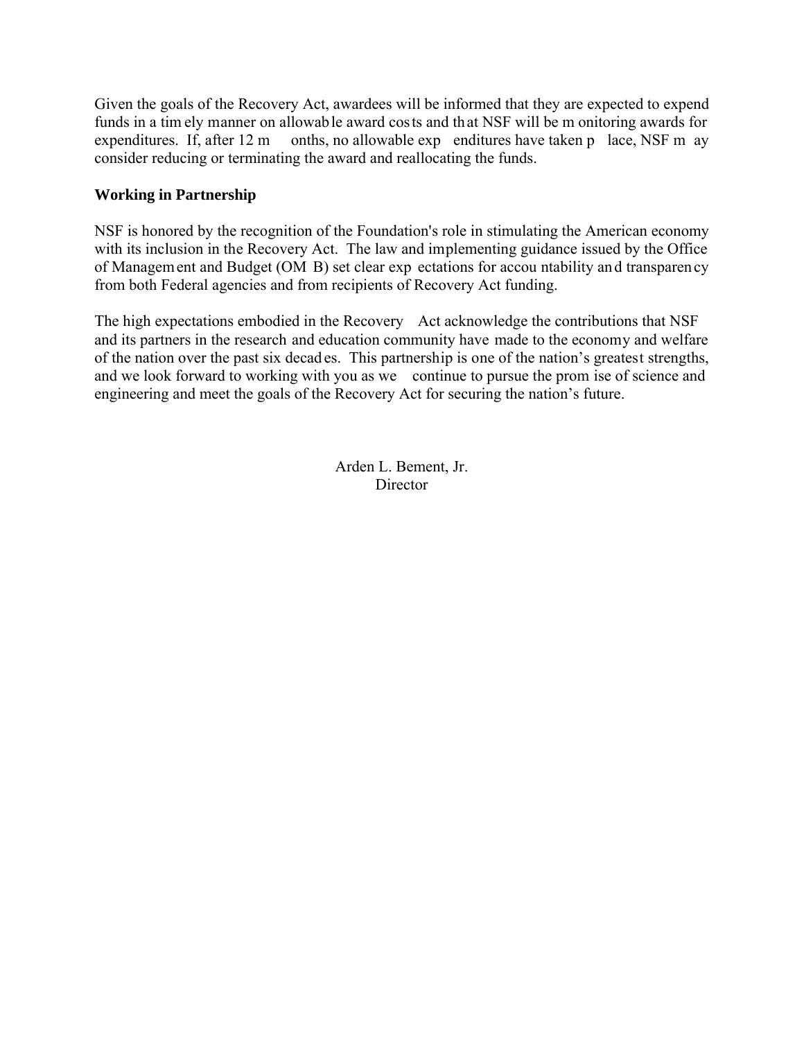Given the goals of the Recovery Act, awardees will be informed that they are expected to expend funds in a timely manner on allowable award costs and that NSF will be monitoring awards for expenditures. If, after 12 months, no allowable expenditures have taken place, NSF may consider reducing or terminating the award and reallocating the funds.

**Working in Partnership**

NSF is honored by the recognition of the Foundation's role in stimulating the American economy with its inclusion in the Recovery Act. The law and implementing guidance issued by the Office of Management and Budget (OMB) set clear expectations for accountability and transparency from both Federal agencies and from recipients of Recovery Act funding.

The high expectations embodied in the Recovery Act acknowledge the contributions that NSF and its partners in the research and education community have made to the economy and welfare of the nation over the past six decades. This partnership is one of the nation's greatest strengths, and we look forward to working with you as we continue to pursue the promise of science and engineering and meet the goals of the Recovery Act for securing the nation's future.

Arden L. Bement, Jr.
Director